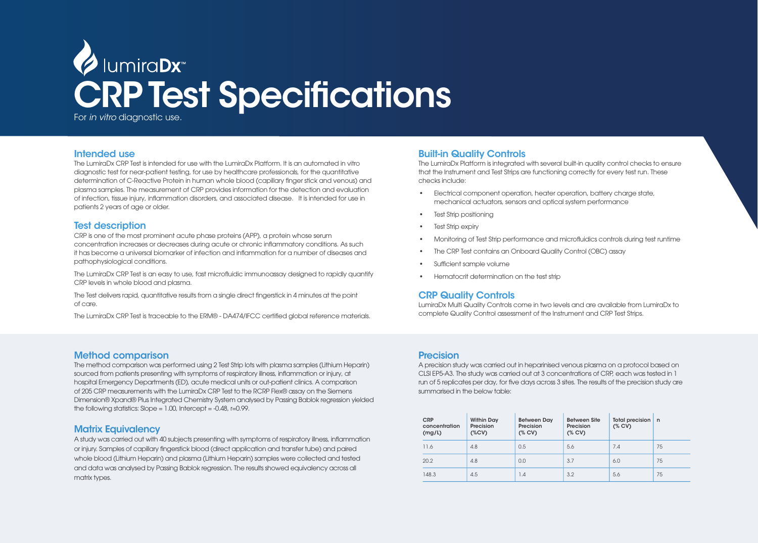# lumiraDx™

# CRP Test Specifications

For *in vitro* diagnostic use.

## Intended use

The LumiraDx CRP Test is intended for use with the LumiraDx Platform. It is an automated in vitro diagnostic test for near-patient testing, for use by healthcare professionals, for the quantitative determination of C-Reactive Protein in human whole blood (capillary finger stick and venous) and plasma samples. The measurement of CRP provides information for the detection and evaluation of infection, tissue injury, inflammation disorders, and associated disease. It is intended for use in patients 2 years of age or older.

## Test description

CRP is one of the most prominent acute phase proteins (APP), a protein whose serum concentration increases or decreases during acute or chronic inflammatory conditions. As such it has become a universal biomarker of infection and inflammation for a number of diseases and pathophysiological conditions.

The LumiraDx CRP Test is an easy to use, fast microfluidic immunoassay designed to rapidly quantify CRP levels in whole blood and plasma.

The Test delivers rapid, quantitative results from a single direct fingerstick in 4 minutes at the point of care.

The LumiraDx CRP Test is traceable to the ERM® - DA474/IFCC certified global reference materials.

## Built-in Quality Controls

The LumiraDx Platform is integrated with several built-in quality control checks to ensure that the Instrument and Test Strips are functioning correctly for every test run. These checks include:

- Electrical component operation, heater operation, battery charge state, mechanical actuators, sensors and optical system performance
- Test Strip positioning
- Test Strip expiry
- Monitoring of Test Strip performance and microfluidics controls during test runtime
- The CRP Test contains an Onboard Quality Control (OBC) assay
- Sufficient sample volume
- Hematocrit determination on the test strip

## CRP Quality Controls

LumiraDx Multi Quality Controls come in two levels and are available from LumiraDx to complete Quality Control assessment of the Instrument and CRP Test Strips.

## Method comparison

The method comparison was performed using 2 Test Strip lots with plasma samples (Lithium Heparin) sourced from patients presenting with symptoms of respiratory illness, inflammation or injury, at hospital Emergency Departments (ED), acute medical units or out-patient clinics. A comparison of 205 CRP measurements with the LumiraDx CRP Test to the RCRP Flex® assay on the Siemens Dimension® Xpand® Plus Integrated Chemistry System analysed by Passing Bablok regression yielded the following statistics: Slope = 1.00, Intercept = -0.48, r=0.99.

## Matrix Equivalency

A study was carried out with 40 subjects presenting with symptoms of respiratory illness, inflammation or injury. Samples of capillary fingerstick blood (direct application and transfer tube) and paired whole blood (Lithium Heparin) and plasma (Lithium Heparin) samples were collected and tested and data was analysed by Passing Bablok regression. The results showed equivalency across all matrix types.

## Precision

A precision study was carried out in heparinised venous plasma on a protocol based on CLSI EP5-A3. The study was carried out at 3 concentrations of CRP, each was tested in 1 run of 5 replicates per day, for five days across 3 sites. The results of the precision study are summarised in the below table:

| CRP concentration (mg/L) | Within Day Precision (%CV) | Between Day Precision (% CV) | Between Site Precision (% CV) | Total precision (% CV) | n |
|---|---|---|---|---|---|
| 11.6 | 4.8 | 0.5 | 5.6 | 7.4 | 75 |
| 20.2 | 4.8 | 0.0 | 3.7 | 6.0 | 75 |
| 148.3 | 4.5 | 1.4 | 3.2 | 5.6 | 75 |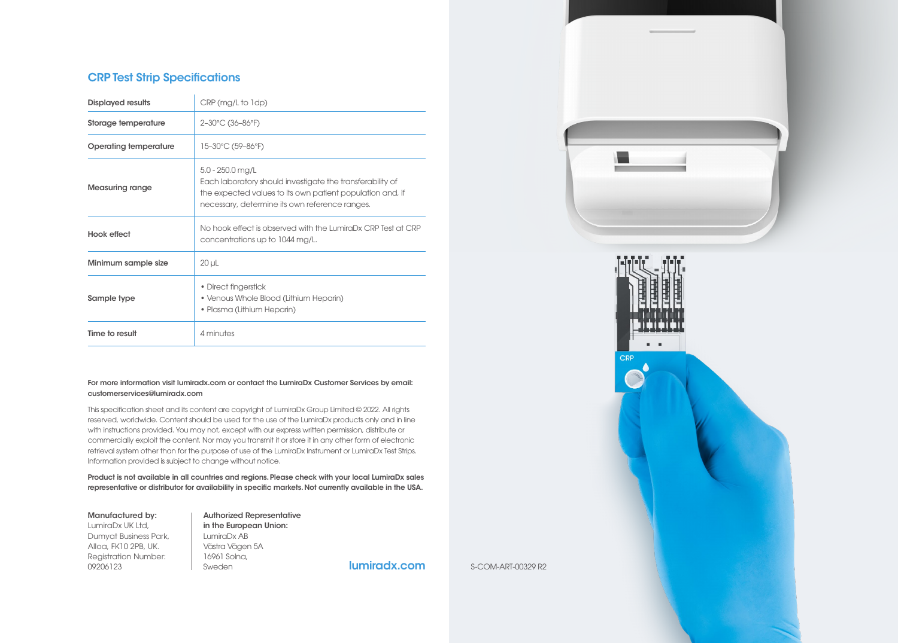## CRP Test Strip Specifications

| | |
|---|---|
| Displayed results | CRP (mg/L to 1dp) |
| Storage temperature | 2–30°C (36–86°F) |
| Operating temperature | 15–30°C (59–86°F) |
| Measuring range | 5.0 - 250.0 mg/L<br>Each laboratory should investigate the transferability of the expected values to its own patient population and, if necessary, determine its own reference ranges. |
| Hook effect | No hook effect is observed with the LumiraDx CRP Test at CRP concentrations up to 1044 mg/L. |
| Minimum sample size | 20 µL |
| Sample type | • Direct fingerstick<br>• Venous Whole Blood (Lithium Heparin)<br>• Plasma (Lithium Heparin) |
| Time to result | 4 minutes |

**For more information visit lumiradx.com or contact the LumiraDx Customer Services by email: customerservices@lumiradx.com**

This specification sheet and its content are copyright of LumiraDx Group Limited © 2022. All rights reserved, worldwide. Content should be used for the use of the LumiraDx products only and in line with instructions provided. You may not, except with our express written permission, distribute or commercially exploit the content. Nor may you transmit it or store it in any other form of electronic retrieval system other than for the purpose of use of the LumiraDx Instrument or LumiraDx Test Strips. Information provided is subject to change without notice.

**Product is not available in all countries and regions. Please check with your local LumiraDx sales representative or distributor for availability in specific markets. Not currently available in the USA.**

**Manufactured by:**
LumiraDx UK Ltd,
Dumyat Business Park,
Alloa, FK10 2PB, UK.
Registration Number:
09206123

**Authorized Representative in the European Union:**
LumiraDx AB
Västra Vägen 5A
16961 Solna,
Sweden

lumiradx.com

CRP

S-COM-ART-00329 R2